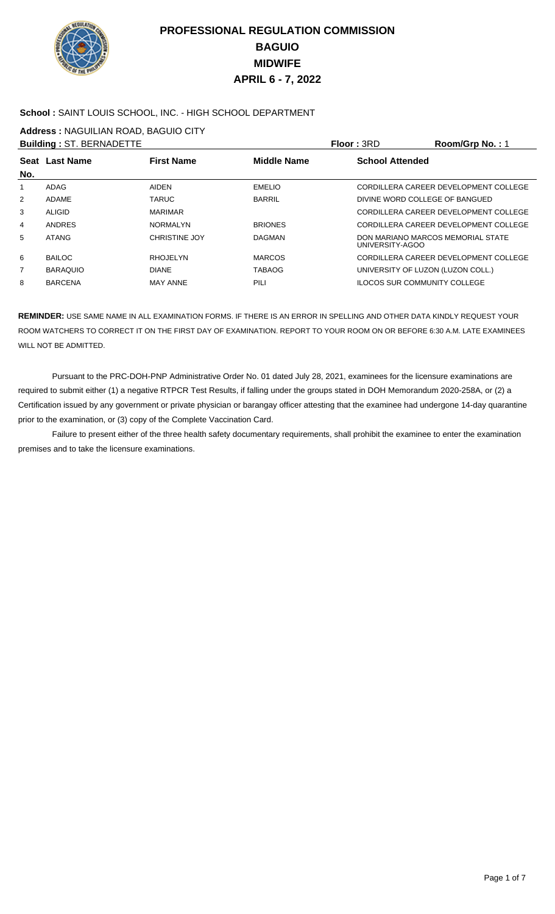# PROFESSIONAL REGULATION COMMISSION
# BAGUIO
# MIDWIFE
# APRIL 6 - 7, 2022

**School :** SAINT LOUIS SCHOOL, INC. - HIGH SCHOOL DEPARTMENT

**Address :** NAGUILIAN ROAD, BAGUIO CITY

**Building :** ST. BERNADETTE **Floor :** 3RD **Room/Grp No. :** 1

| Seat No. | Last Name | First Name | Middle Name | School Attended |
|---|---|---|---|---|
| 1 | ADAG | AIDEN | EMELIO | CORDILLERA CAREER DEVELOPMENT COLLEGE |
| 2 | ADAME | TARUC | BARRIL | DIVINE WORD COLLEGE OF BANGUED |
| 3 | ALIGID | MARIMAR | | CORDILLERA CAREER DEVELOPMENT COLLEGE |
| 4 | ANDRES | NORMALYN | BRIONES | CORDILLERA CAREER DEVELOPMENT COLLEGE |
| 5 | ATANG | CHRISTINE JOY | DAGMAN | DON MARIANO MARCOS MEMORIAL STATE UNIVERSITY-AGOO |
| 6 | BAILOC | RHOJELYN | MARCOS | CORDILLERA CAREER DEVELOPMENT COLLEGE |
| 7 | BARAQUIO | DIANE | TABAOG | UNIVERSITY OF LUZON (LUZON COLL.) |
| 8 | BARCENA | MAY ANNE | PILI | ILOCOS SUR COMMUNITY COLLEGE |

**REMINDER:** USE SAME NAME IN ALL EXAMINATION FORMS. IF THERE IS AN ERROR IN SPELLING AND OTHER DATA KINDLY REQUEST YOUR ROOM WATCHERS TO CORRECT IT ON THE FIRST DAY OF EXAMINATION. REPORT TO YOUR ROOM ON OR BEFORE 6:30 A.M. LATE EXAMINEES WILL NOT BE ADMITTED.

Pursuant to the PRC-DOH-PNP Administrative Order No. 01 dated July 28, 2021, examinees for the licensure examinations are required to submit either (1) a negative RTPCR Test Results, if falling under the groups stated in DOH Memorandum 2020-258A, or (2) a Certification issued by any government or private physician or barangay officer attesting that the examinee had undergone 14-day quarantine prior to the examination, or (3) copy of the Complete Vaccination Card.

Failure to present either of the three health safety documentary requirements, shall prohibit the examinee to enter the examination premises and to take the licensure examinations.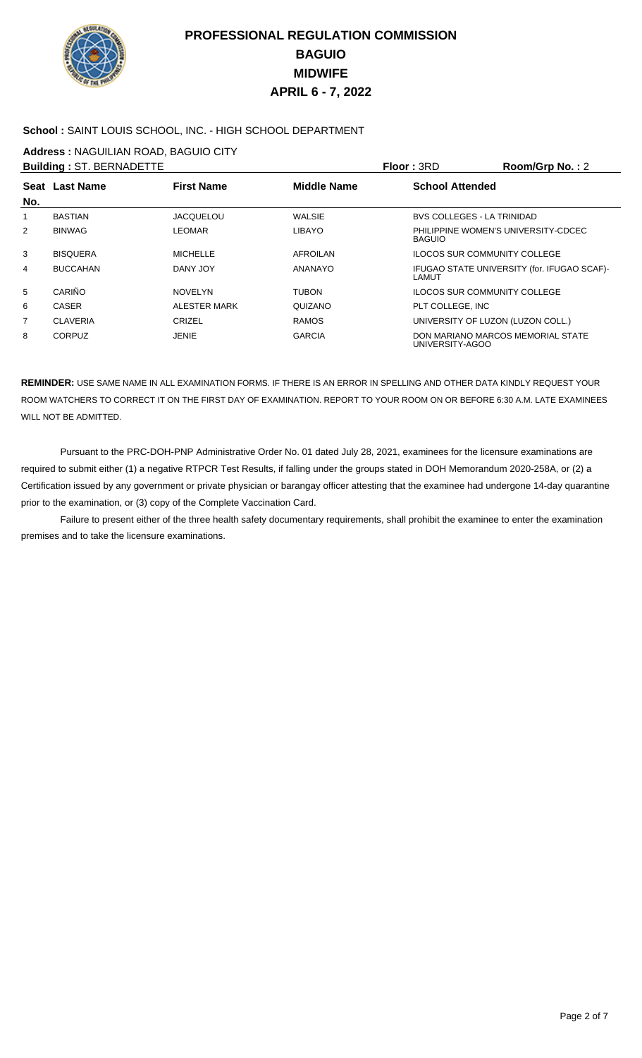# PROFESSIONAL REGULATION COMMISSION
## BAGUIO
## MIDWIFE
## APRIL 6 - 7, 2022

**School :** SAINT LOUIS SCHOOL, INC. - HIGH SCHOOL DEPARTMENT

**Address :** NAGUILIAN ROAD, BAGUIO CITY

**Building :** ST. BERNADETTE **Floor :** 3RD **Room/Grp No. :** 2

| Seat No. | Last Name | First Name | Middle Name | School Attended |
|---|---|---|---|---|
| 1 | BASTIAN | JACQUELOU | WALSIE | BVS COLLEGES - LA TRINIDAD |
| 2 | BINWAG | LEOMAR | LIBAYO | PHILIPPINE WOMEN'S UNIVERSITY-CDCEC BAGUIO |
| 3 | BISQUERA | MICHELLE | AFROILAN | ILOCOS SUR COMMUNITY COLLEGE |
| 4 | BUCCAHAN | DANY JOY | ANANAYO | IFUGAO STATE UNIVERSITY (for. IFUGAO SCAF)-LAMUT |
| 5 | CARIÑO | NOVELYN | TUBON | ILOCOS SUR COMMUNITY COLLEGE |
| 6 | CASER | ALESTER MARK | QUIZANO | PLT COLLEGE, INC |
| 7 | CLAVERIA | CRIZEL | RAMOS | UNIVERSITY OF LUZON (LUZON COLL.) |
| 8 | CORPUZ | JENIE | GARCIA | DON MARIANO MARCOS MEMORIAL STATE UNIVERSITY-AGOO |

**REMINDER:** USE SAME NAME IN ALL EXAMINATION FORMS. IF THERE IS AN ERROR IN SPELLING AND OTHER DATA KINDLY REQUEST YOUR ROOM WATCHERS TO CORRECT IT ON THE FIRST DAY OF EXAMINATION. REPORT TO YOUR ROOM ON OR BEFORE 6:30 A.M. LATE EXAMINEES WILL NOT BE ADMITTED.

Pursuant to the PRC-DOH-PNP Administrative Order No. 01 dated July 28, 2021, examinees for the licensure examinations are required to submit either (1) a negative RTPCR Test Results, if falling under the groups stated in DOH Memorandum 2020-258A, or (2) a Certification issued by any government or private physician or barangay officer attesting that the examinee had undergone 14-day quarantine prior to the examination, or (3) copy of the Complete Vaccination Card.

Failure to present either of the three health safety documentary requirements, shall prohibit the examinee to enter the examination premises and to take the licensure examinations.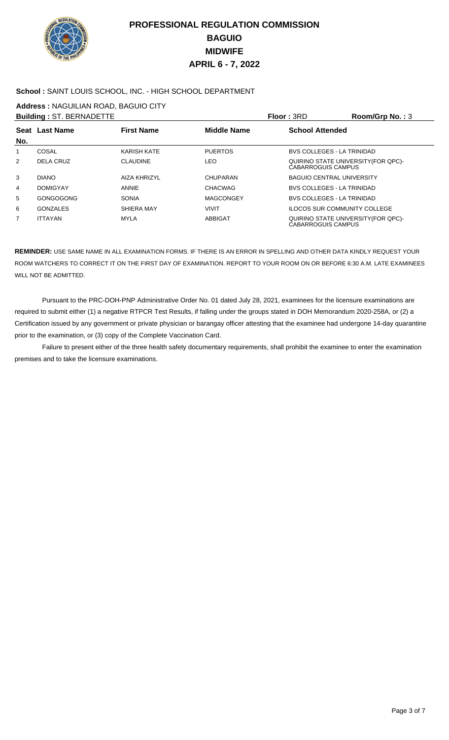# PROFESSIONAL REGULATION COMMISSION
## BAGUIO
## MIDWIFE
## APRIL 6 - 7, 2022

**School :** SAINT LOUIS SCHOOL, INC. - HIGH SCHOOL DEPARTMENT

**Address :** NAGUILIAN ROAD, BAGUIO CITY

**Building :** ST. BERNADETTE **Floor :** 3RD **Room/Grp No. :** 3

| Seat No. | Last Name | First Name | Middle Name | School Attended |
|---|---|---|---|---|
| 1 | COSAL | KARISH KATE | PUERTOS | BVS COLLEGES - LA TRINIDAD |
| 2 | DELA CRUZ | CLAUDINE | LEO | QUIRINO STATE UNIVERSITY(FOR QPC)-CABARROGUIS CAMPUS |
| 3 | DIANO | AIZA KHRIZYL | CHUPARAN | BAGUIO CENTRAL UNIVERSITY |
| 4 | DOMIGYAY | ANNIE | CHACWAG | BVS COLLEGES - LA TRINIDAD |
| 5 | GONGOGONG | SONIA | MAGCONGEY | BVS COLLEGES - LA TRINIDAD |
| 6 | GONZALES | SHIERA MAY | VIVIT | ILOCOS SUR COMMUNITY COLLEGE |
| 7 | ITTAYAN | MYLA | ABBIGAT | QUIRINO STATE UNIVERSITY(FOR QPC)-CABARROGUIS CAMPUS |

**REMINDER:** USE SAME NAME IN ALL EXAMINATION FORMS. IF THERE IS AN ERROR IN SPELLING AND OTHER DATA KINDLY REQUEST YOUR ROOM WATCHERS TO CORRECT IT ON THE FIRST DAY OF EXAMINATION. REPORT TO YOUR ROOM ON OR BEFORE 6:30 A.M. LATE EXAMINEES WILL NOT BE ADMITTED.

Pursuant to the PRC-DOH-PNP Administrative Order No. 01 dated July 28, 2021, examinees for the licensure examinations are required to submit either (1) a negative RTPCR Test Results, if falling under the groups stated in DOH Memorandum 2020-258A, or (2) a Certification issued by any government or private physician or barangay officer attesting that the examinee had undergone 14-day quarantine prior to the examination, or (3) copy of the Complete Vaccination Card.

Failure to present either of the three health safety documentary requirements, shall prohibit the examinee to enter the examination premises and to take the licensure examinations.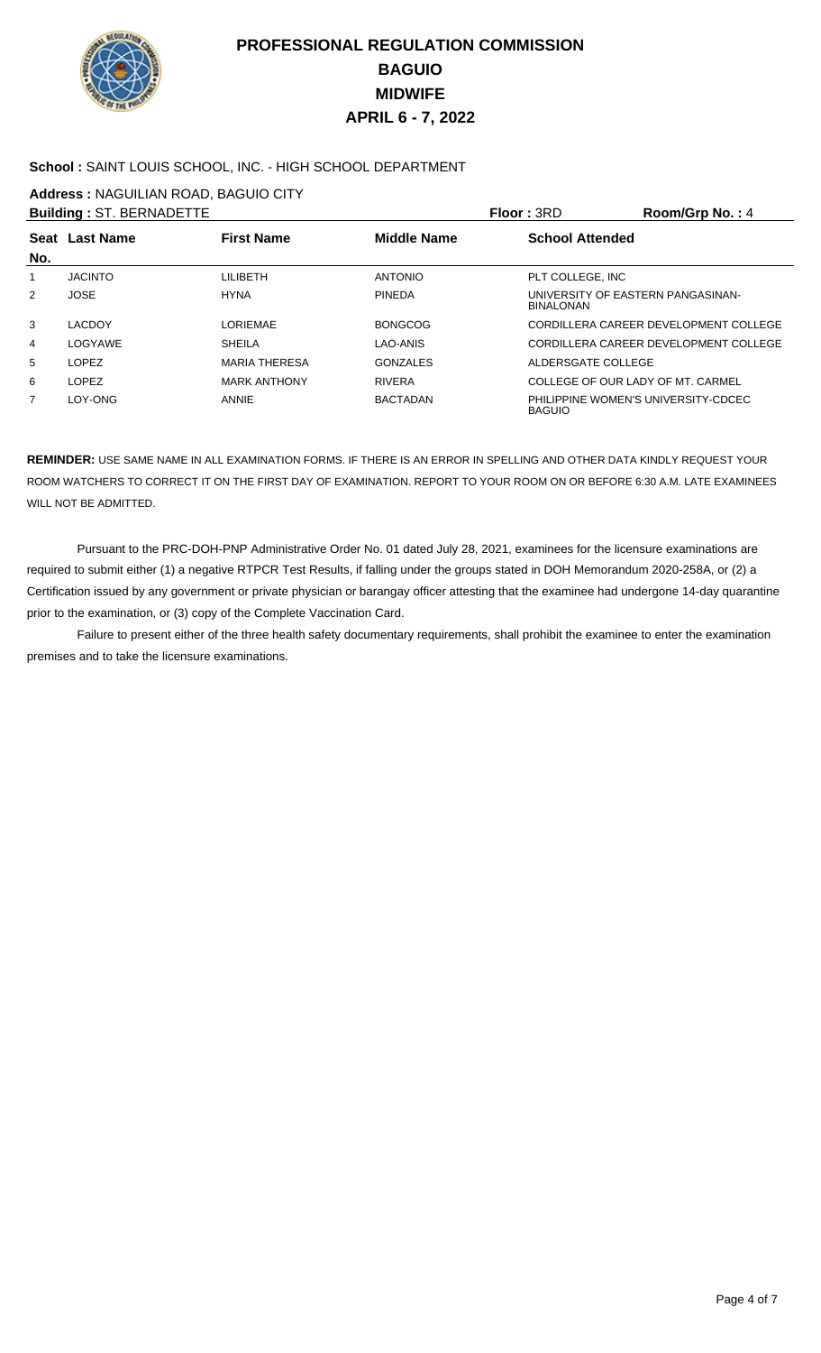# PROFESSIONAL REGULATION COMMISSION
# BAGUIO
# MIDWIFE
# APRIL 6 - 7, 2022

**School :** SAINT LOUIS SCHOOL, INC. - HIGH SCHOOL DEPARTMENT

**Address :** NAGUILIAN ROAD, BAGUIO CITY

**Building :** ST. BERNADETTE **Floor :** 3RD **Room/Grp No. :** 4

| Seat No. | Last Name | First Name | Middle Name | School Attended |
|---|---|---|---|---|
| 1 | JACINTO | LILIBETH | ANTONIO | PLT COLLEGE, INC |
| 2 | JOSE | HYNA | PINEDA | UNIVERSITY OF EASTERN PANGASINAN-BINALONAN |
| 3 | LACDOY | LORIEMAE | BONGCOG | CORDILLERA CAREER DEVELOPMENT COLLEGE |
| 4 | LOGYAWE | SHEILA | LAO-ANIS | CORDILLERA CAREER DEVELOPMENT COLLEGE |
| 5 | LOPEZ | MARIA THERESA | GONZALES | ALDERSGATE COLLEGE |
| 6 | LOPEZ | MARK ANTHONY | RIVERA | COLLEGE OF OUR LADY OF MT. CARMEL |
| 7 | LOY-ONG | ANNIE | BACTADAN | PHILIPPINE WOMEN'S UNIVERSITY-CDCEC BAGUIO |

**REMINDER:** USE SAME NAME IN ALL EXAMINATION FORMS. IF THERE IS AN ERROR IN SPELLING AND OTHER DATA KINDLY REQUEST YOUR ROOM WATCHERS TO CORRECT IT ON THE FIRST DAY OF EXAMINATION. REPORT TO YOUR ROOM ON OR BEFORE 6:30 A.M. LATE EXAMINEES WILL NOT BE ADMITTED.

Pursuant to the PRC-DOH-PNP Administrative Order No. 01 dated July 28, 2021, examinees for the licensure examinations are required to submit either (1) a negative RTPCR Test Results, if falling under the groups stated in DOH Memorandum 2020-258A, or (2) a Certification issued by any government or private physician or barangay officer attesting that the examinee had undergone 14-day quarantine prior to the examination, or (3) copy of the Complete Vaccination Card.

Failure to present either of the three health safety documentary requirements, shall prohibit the examinee to enter the examination premises and to take the licensure examinations.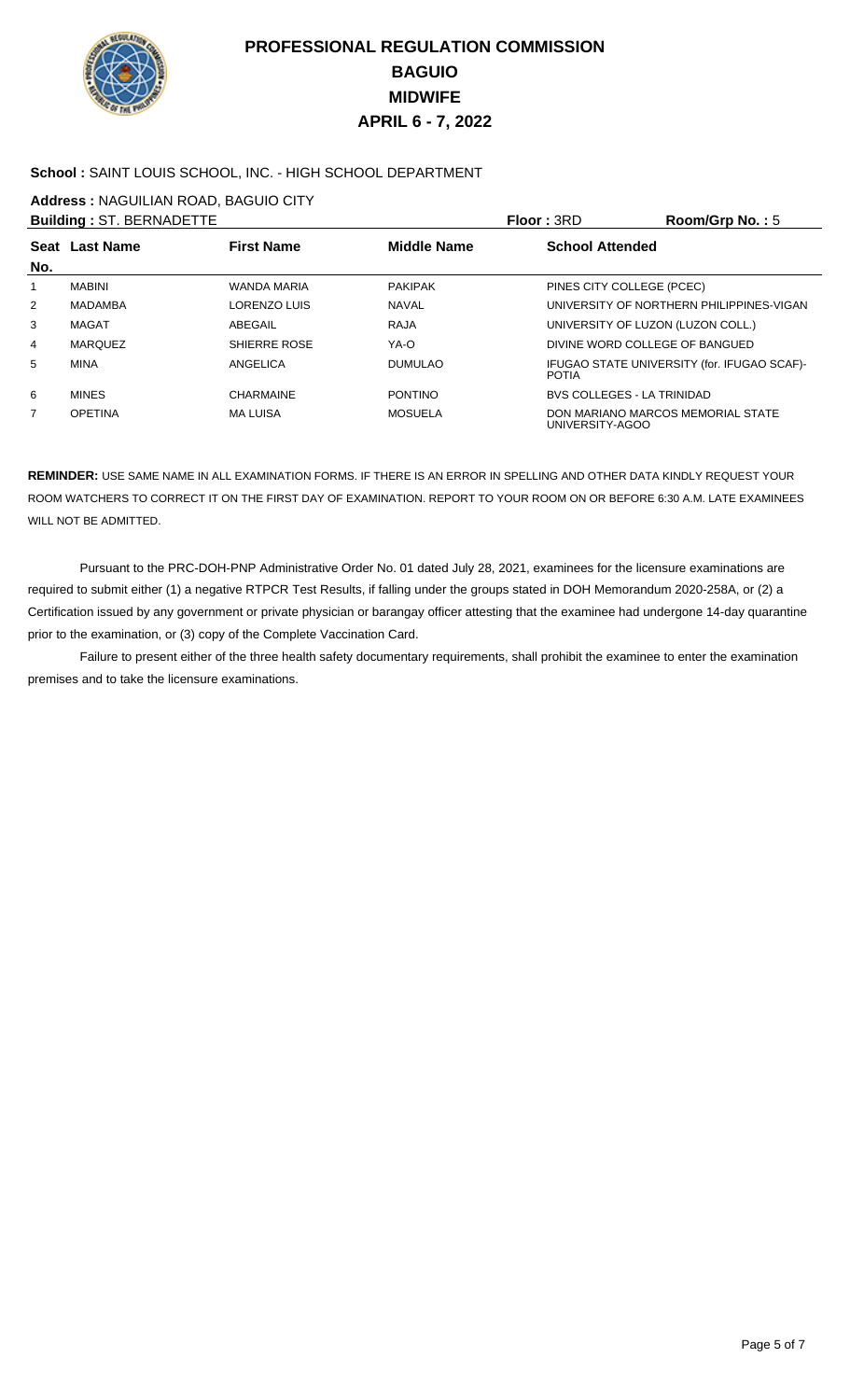# PROFESSIONAL REGULATION COMMISSION
# BAGUIO
# MIDWIFE
# APRIL 6 - 7, 2022

**School :** SAINT LOUIS SCHOOL, INC. - HIGH SCHOOL DEPARTMENT

**Address :** NAGUILIAN ROAD, BAGUIO CITY

**Building :** ST. BERNADETTE **Floor :** 3RD **Room/Grp No. :** 5

| Seat No. | Last Name | First Name | Middle Name | School Attended |
|---|---|---|---|---|
| 1 | MABINI | WANDA MARIA | PAKIPAK | PINES CITY COLLEGE (PCEC) |
| 2 | MADAMBA | LORENZO LUIS | NAVAL | UNIVERSITY OF NORTHERN PHILIPPINES-VIGAN |
| 3 | MAGAT | ABEGAIL | RAJA | UNIVERSITY OF LUZON (LUZON COLL.) |
| 4 | MARQUEZ | SHIERRE ROSE | YA-O | DIVINE WORD COLLEGE OF BANGUED |
| 5 | MINA | ANGELICA | DUMULAO | IFUGAO STATE UNIVERSITY (for. IFUGAO SCAF)-POTIA |
| 6 | MINES | CHARMAINE | PONTINO | BVS COLLEGES - LA TRINIDAD |
| 7 | OPETINA | MA LUISA | MOSUELA | DON MARIANO MARCOS MEMORIAL STATE UNIVERSITY-AGOO |

**REMINDER:** USE SAME NAME IN ALL EXAMINATION FORMS. IF THERE IS AN ERROR IN SPELLING AND OTHER DATA KINDLY REQUEST YOUR ROOM WATCHERS TO CORRECT IT ON THE FIRST DAY OF EXAMINATION. REPORT TO YOUR ROOM ON OR BEFORE 6:30 A.M. LATE EXAMINEES WILL NOT BE ADMITTED.

Pursuant to the PRC-DOH-PNP Administrative Order No. 01 dated July 28, 2021, examinees for the licensure examinations are required to submit either (1) a negative RTPCR Test Results, if falling under the groups stated in DOH Memorandum 2020-258A, or (2) a Certification issued by any government or private physician or barangay officer attesting that the examinee had undergone 14-day quarantine prior to the examination, or (3) copy of the Complete Vaccination Card.

Failure to present either of the three health safety documentary requirements, shall prohibit the examinee to enter the examination premises and to take the licensure examinations.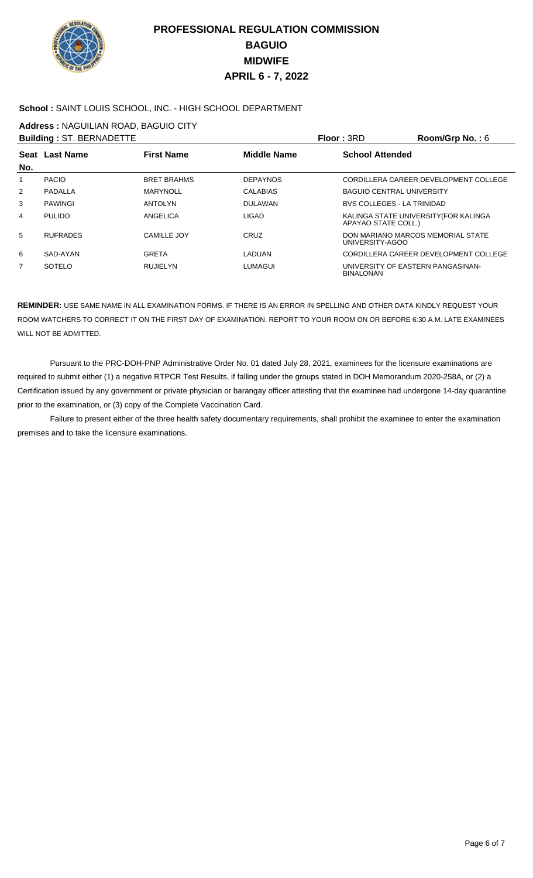# PROFESSIONAL REGULATION COMMISSION
# BAGUIO
# MIDWIFE
# APRIL 6 - 7, 2022

**School :** SAINT LOUIS SCHOOL, INC. - HIGH SCHOOL DEPARTMENT

**Address :** NAGUILIAN ROAD, BAGUIO CITY

**Building :** ST. BERNADETTE　　**Floor :** 3RD　　**Room/Grp No. :** 6

| Seat No. | Last Name | First Name | Middle Name | School Attended |
|---|---|---|---|---|
| 1 | PACIO | BRET BRAHMS | DEPAYNOS | CORDILLERA CAREER DEVELOPMENT COLLEGE |
| 2 | PADALLA | MARYNOLL | CALABIAS | BAGUIO CENTRAL UNIVERSITY |
| 3 | PAWINGI | ANTOLYN | DULAWAN | BVS COLLEGES - LA TRINIDAD |
| 4 | PULIDO | ANGELICA | LIGAD | KALINGA STATE UNIVERSITY(FOR KALINGA APAYAO STATE COLL.) |
| 5 | RUFRADES | CAMILLE JOY | CRUZ | DON MARIANO MARCOS MEMORIAL STATE UNIVERSITY-AGOO |
| 6 | SAD-AYAN | GRETA | LADUAN | CORDILLERA CAREER DEVELOPMENT COLLEGE |
| 7 | SOTELO | RUJIELYN | LUMAGUI | UNIVERSITY OF EASTERN PANGASINAN-BINALONAN |

**REMINDER:** USE SAME NAME IN ALL EXAMINATION FORMS. IF THERE IS AN ERROR IN SPELLING AND OTHER DATA KINDLY REQUEST YOUR ROOM WATCHERS TO CORRECT IT ON THE FIRST DAY OF EXAMINATION. REPORT TO YOUR ROOM ON OR BEFORE 6:30 A.M. LATE EXAMINEES WILL NOT BE ADMITTED.

Pursuant to the PRC-DOH-PNP Administrative Order No. 01 dated July 28, 2021, examinees for the licensure examinations are required to submit either (1) a negative RTPCR Test Results, if falling under the groups stated in DOH Memorandum 2020-258A, or (2) a Certification issued by any government or private physician or barangay officer attesting that the examinee had undergone 14-day quarantine prior to the examination, or (3) copy of the Complete Vaccination Card.

Failure to present either of the three health safety documentary requirements, shall prohibit the examinee to enter the examination premises and to take the licensure examinations.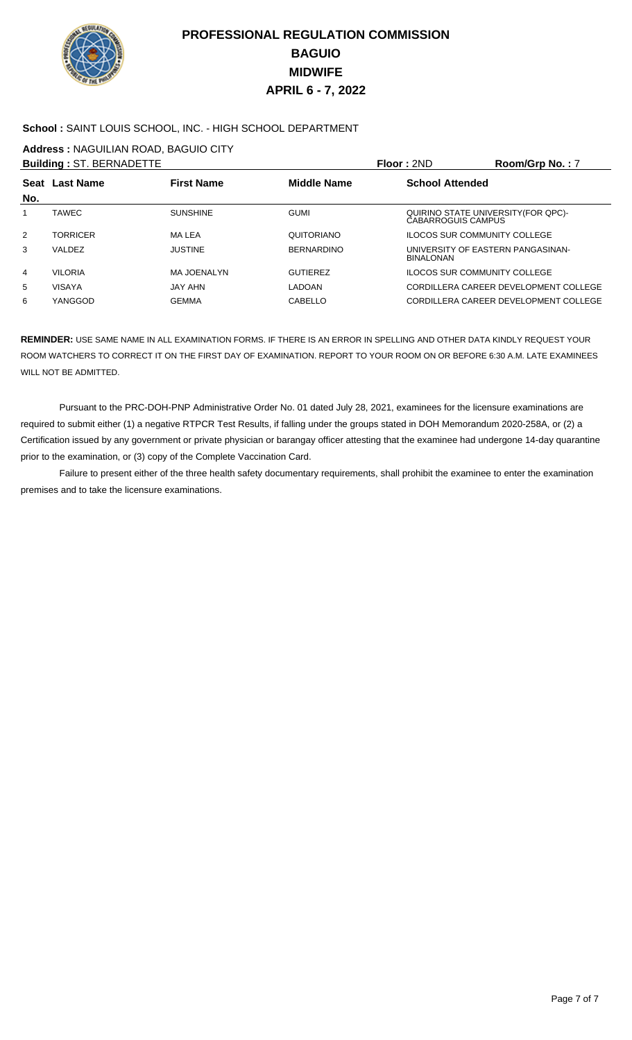# PROFESSIONAL REGULATION COMMISSION
# BAGUIO
# MIDWIFE
# APRIL 6 - 7, 2022

**School :** SAINT LOUIS SCHOOL, INC. - HIGH SCHOOL DEPARTMENT

**Address :** NAGUILIAN ROAD, BAGUIO CITY

**Building :** ST. BERNADETTE **Floor :** 2ND **Room/Grp No. :** 7

| Seat No. | Last Name | First Name | Middle Name | School Attended |
|---|---|---|---|---|
| 1 | TAWEC | SUNSHINE | GUMI | QUIRINO STATE UNIVERSITY(FOR QPC)-CABARROGUIS CAMPUS |
| 2 | TORRICER | MA LEA | QUITORIANO | ILOCOS SUR COMMUNITY COLLEGE |
| 3 | VALDEZ | JUSTINE | BERNARDINO | UNIVERSITY OF EASTERN PANGASINAN-BINALONAN |
| 4 | VILORIA | MA JOENALYN | GUTIEREZ | ILOCOS SUR COMMUNITY COLLEGE |
| 5 | VISAYA | JAY AHN | LADOAN | CORDILLERA CAREER DEVELOPMENT COLLEGE |
| 6 | YANGGOD | GEMMA | CABELLO | CORDILLERA CAREER DEVELOPMENT COLLEGE |

**REMINDER:** USE SAME NAME IN ALL EXAMINATION FORMS. IF THERE IS AN ERROR IN SPELLING AND OTHER DATA KINDLY REQUEST YOUR ROOM WATCHERS TO CORRECT IT ON THE FIRST DAY OF EXAMINATION. REPORT TO YOUR ROOM ON OR BEFORE 6:30 A.M. LATE EXAMINEES WILL NOT BE ADMITTED.

Pursuant to the PRC-DOH-PNP Administrative Order No. 01 dated July 28, 2021, examinees for the licensure examinations are required to submit either (1) a negative RTPCR Test Results, if falling under the groups stated in DOH Memorandum 2020-258A, or (2) a Certification issued by any government or private physician or barangay officer attesting that the examinee had undergone 14-day quarantine prior to the examination, or (3) copy of the Complete Vaccination Card.

Failure to present either of the three health safety documentary requirements, shall prohibit the examinee to enter the examination premises and to take the licensure examinations.